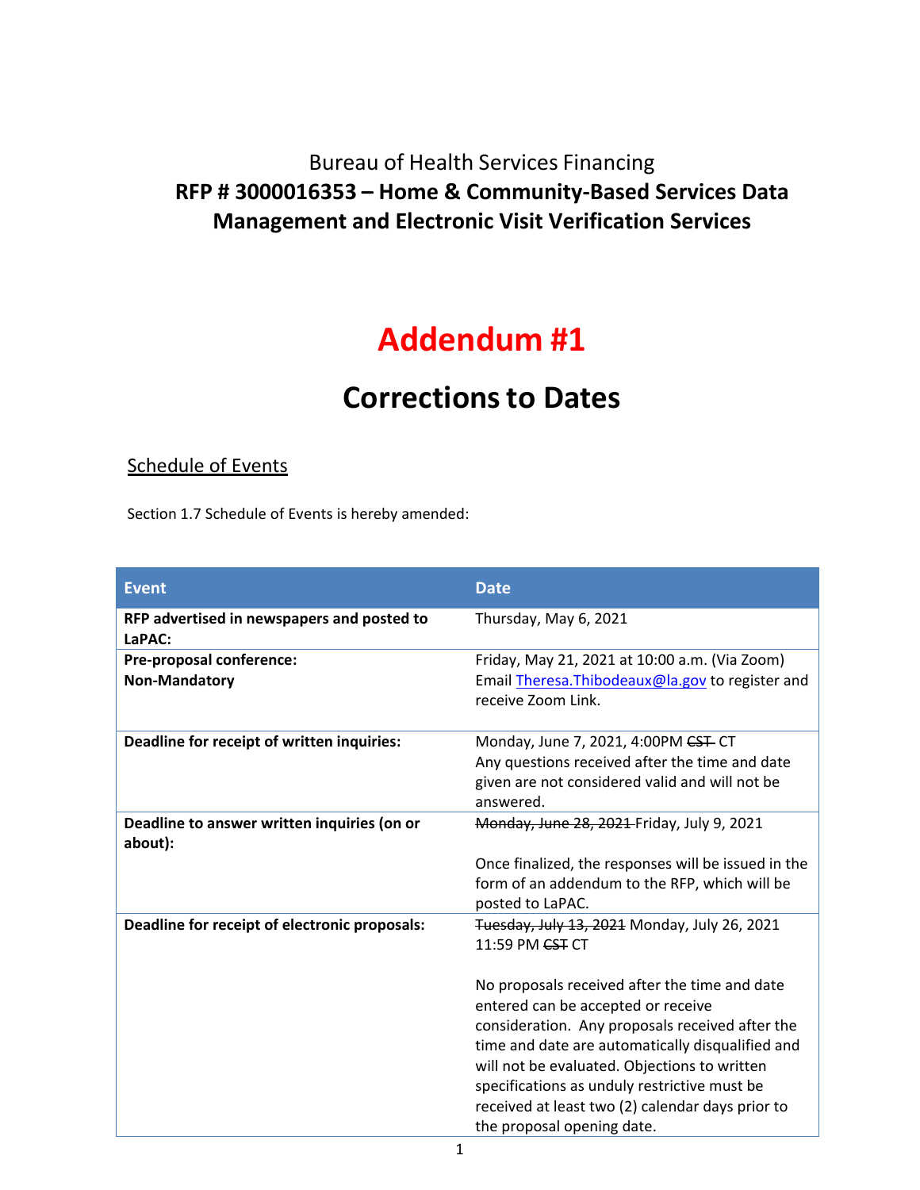Bureau of Health Services Financing

**RFP # 3000016353 – Home & Community-Based Services Data Management and Electronic Visit Verification Services**

# Addendum #1

## Corrections to Dates

### Schedule of Events

Section 1.7 Schedule of Events is hereby amended:

| Event | Date |
|---|---|
| **RFP advertised in newspapers and posted to LaPAC:** | Thursday, May 6, 2021 |
| **Pre-proposal conference: Non-Mandatory** | Friday, May 21, 2021 at 10:00 a.m. (Via Zoom) Email Theresa.Thibodeaux@la.gov to register and receive Zoom Link. |
| **Deadline for receipt of written inquiries:** | Monday, June 7, 2021, 4:00PM ~~CST~~ CT<br>Any questions received after the time and date given are not considered valid and will not be answered. |
| **Deadline to answer written inquiries (on or about):** | ~~Monday, June 28, 2021~~ Friday, July 9, 2021<br><br>Once finalized, the responses will be issued in the form of an addendum to the RFP, which will be posted to LaPAC. |
| **Deadline for receipt of electronic proposals:** | ~~Tuesday, July 13, 2021~~ Monday, July 26, 2021 11:59 PM ~~CST~~ CT<br><br>No proposals received after the time and date entered can be accepted or receive consideration. Any proposals received after the time and date are automatically disqualified and will not be evaluated. Objections to written specifications as unduly restrictive must be received at least two (2) calendar days prior to the proposal opening date. |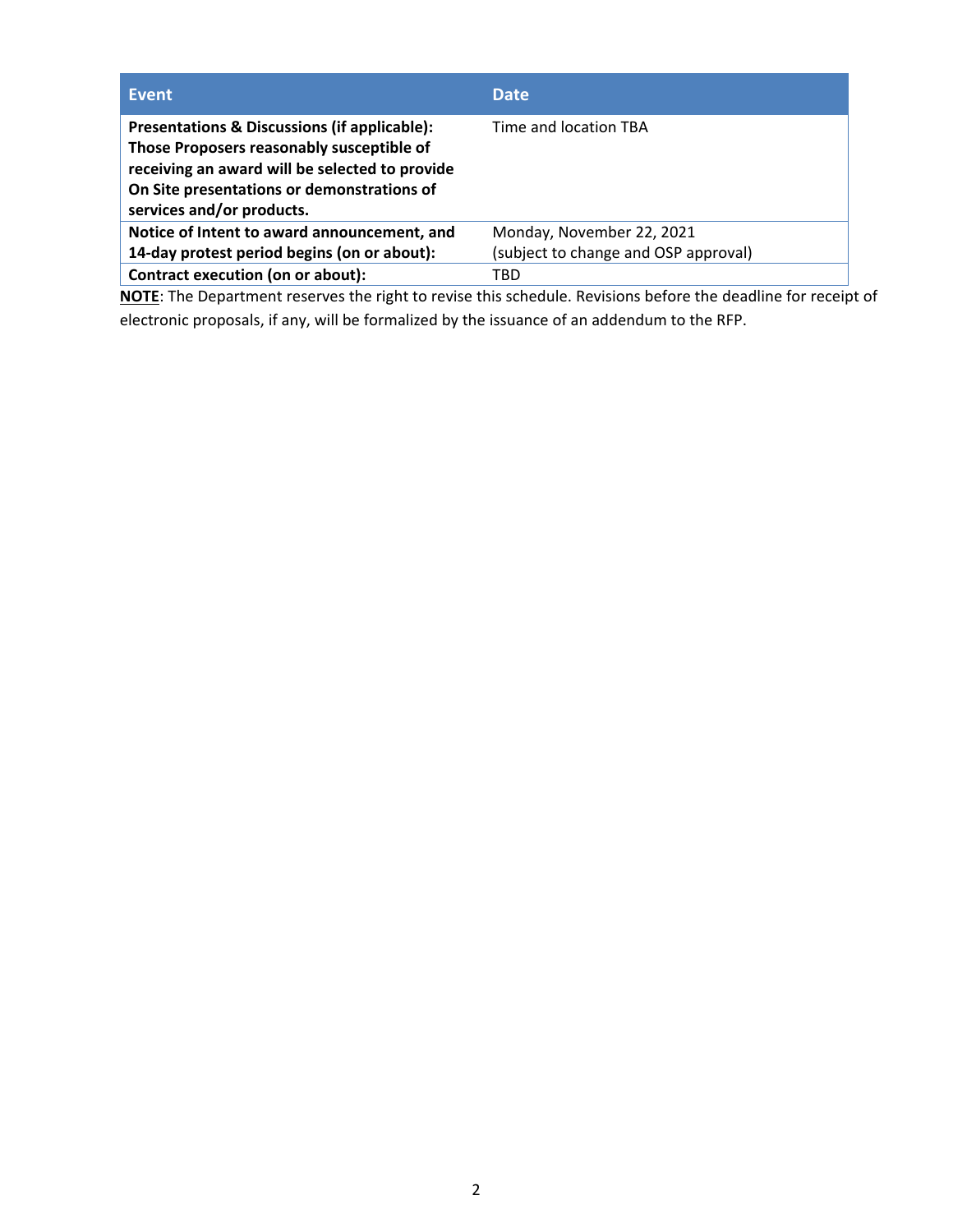| Event | Date |
| --- | --- |
| **Presentations & Discussions (if applicable): Those Proposers reasonably susceptible of receiving an award will be selected to provide On Site presentations or demonstrations of services and/or products.** | Time and location TBA |
| **Notice of Intent to award announcement, and 14-day protest period begins (on or about):** | Monday, November 22, 2021 (subject to change and OSP approval) |
| **Contract execution (on or about):** | TBD |

**NOTE**: The Department reserves the right to revise this schedule. Revisions before the deadline for receipt of electronic proposals, if any, will be formalized by the issuance of an addendum to the RFP.